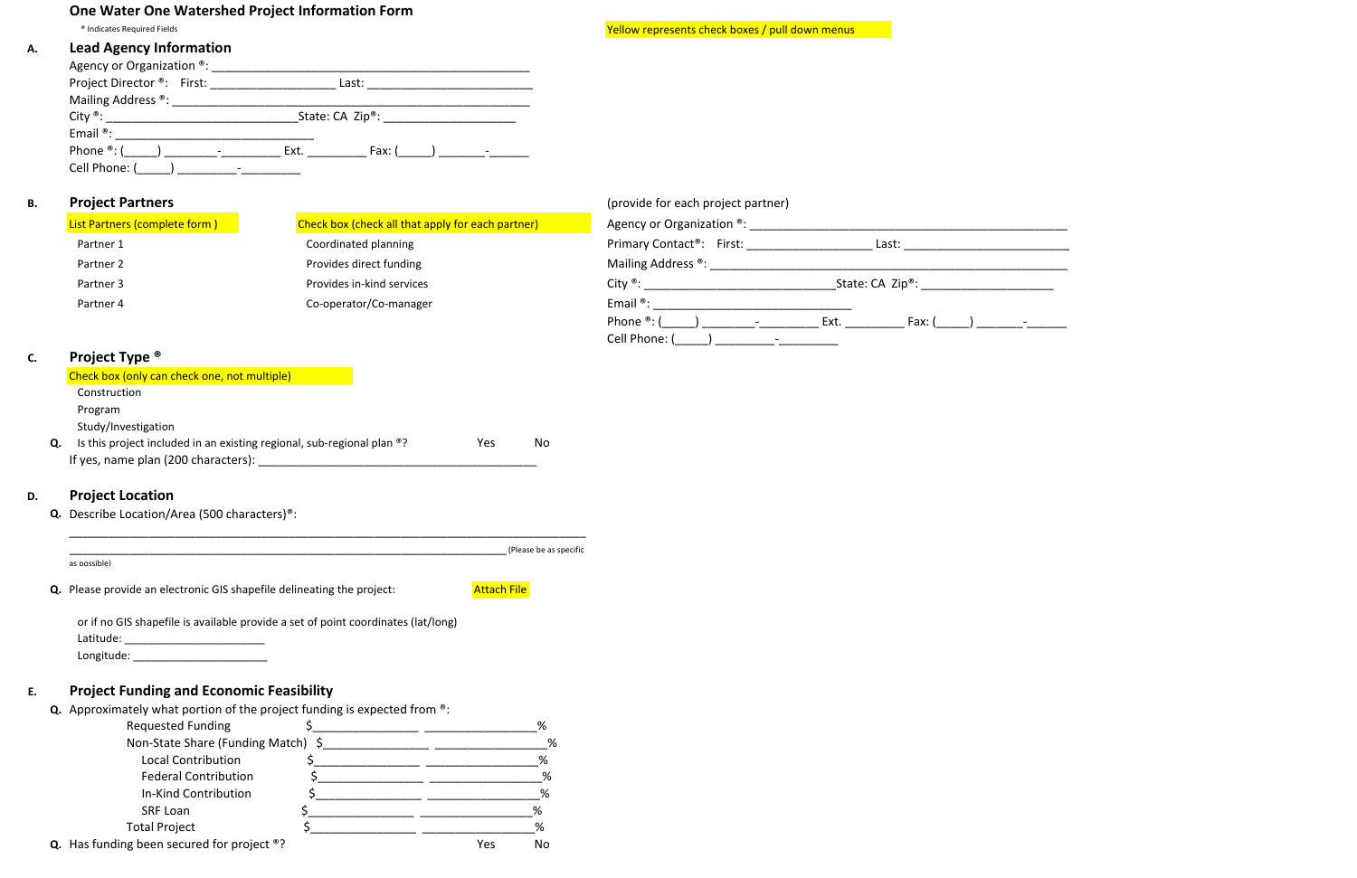# One Water One Watershed Project Information Form

® Indicates Required Fields

Yellow represents check boxes / pull down menus

## A. Lead Agency Information

Agency or Organization ®: ______________________________________________

Project Director ®: First: ___________________ Last: ________________________

Mailing Address ®: ______________________________________________________

City ®: ___________________________State: CA Zip®: ___________________

Email ®: _____________________________

Phone ®: (_____) ________-________ Ext. _________ Fax: (_____) _______-______

Cell Phone: (_____) _________-_________

## B. Project Partners

| List Partners (complete form ) | Check box (check all that apply for each partner) |
|---|---|
| Partner 1 | Coordinated planning |
| Partner 2 | Provides direct funding |
| Partner 3 | Provides in-kind services |
| Partner 4 | Co-operator/Co-manager |

(provide for each project partner)

Agency or Organization ®: ______________________________________________

Primary Contact®: First: ___________________ Last: ________________________

Mailing Address ®: ______________________________________________________

City ®: ___________________________State: CA Zip®: ___________________

Email ®: _____________________________

Phone ®: (_____) ________-________ Ext. _________ Fax: (_____) _______-______

Cell Phone: (_____) _________-_________

## C. Project Type ®

Check box (only can check one, not multiple)

- Construction
- Program
- Study/Investigation

**Q.** Is this project included in an existing regional, sub-regional plan ®? Yes No

If yes, name plan (200 characters): __________________________________________

## D. Project Location

**Q.** Describe Location/Area (500 characters)®:

______________________________________________________________________________

______________________________________________________________________ (Please be as specific as possible)

**Q.** Please provide an electronic GIS shapefile delineating the project: Attach File

or if no GIS shapefile is available provide a set of point coordinates (lat/long)

Latitude: ______________________

Longitude: ______________________

## E. Project Funding and Economic Feasibility

**Q.** Approximately what portion of the project funding is expected from ®:

| | $ | % |
|---|---|---|
| Requested Funding | $________________ | _________________% |
| Non-State Share (Funding Match) | $________________ | _________________% |
| Local Contribution | $________________ | _________________% |
| Federal Contribution | $________________ | _________________% |
| In-Kind Contribution | $________________ | _________________% |
| SRF Loan | $________________ | _________________% |
| Total Project | $________________ | _________________% |

**Q.** Has funding been secured for project ®? Yes No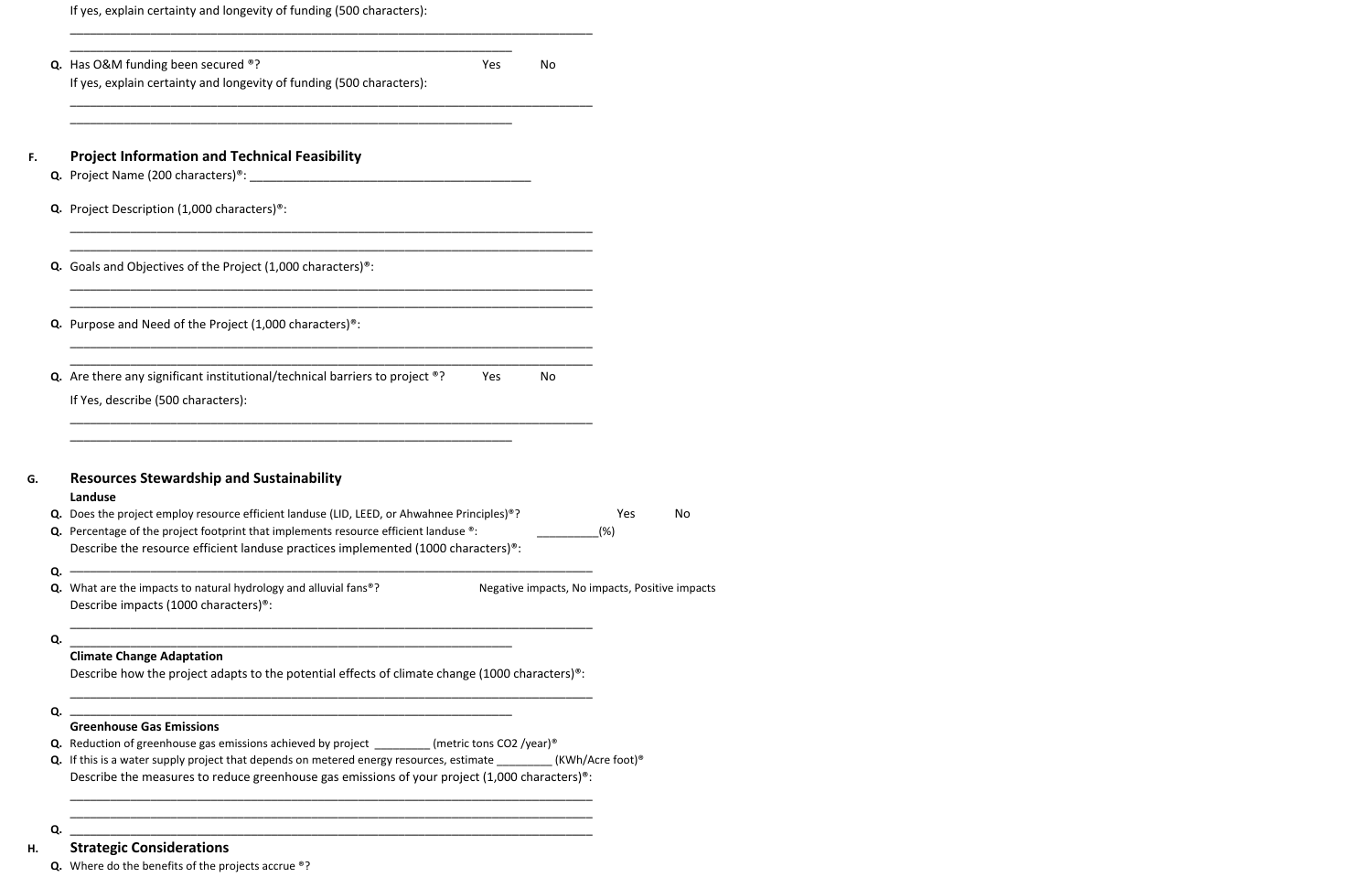If yes, explain certainty and longevity of funding (500 characters):

______________________________________________________________________

______________________________________________________________

**Q.** Has O&M funding been secured ®? Yes No

If yes, explain certainty and longevity of funding (500 characters):

______________________________________________________________________

______________________________________________________________

## F. Project Information and Technical Feasibility

**Q.** Project Name (200 characters)®: ______________________________________

**Q.** Project Description (1,000 characters)®:

______________________________________________________________________

______________________________________________________________________

**Q.** Goals and Objectives of the Project (1,000 characters)®:

______________________________________________________________________

______________________________________________________________________

**Q.** Purpose and Need of the Project (1,000 characters)®:

______________________________________________________________________

______________________________________________________________________

**Q.** Are there any significant institutional/technical barriers to project ®? Yes No

If Yes, describe (500 characters):

______________________________________________________________________

______________________________________________________________

## G. Resources Stewardship and Sustainability

**Landuse**

**Q.** Does the project employ resource efficient landuse (LID, LEED, or Ahwahnee Principles)®? Yes No

**Q.** Percentage of the project footprint that implements resource efficient landuse ®: __________(%)

Describe the resource efficient landuse practices implemented (1000 characters)®:

**Q.** ______________________________________________________________________

**Q.** What are the impacts to natural hydrology and alluvial fans®? Negative impacts, No impacts, Positive impacts

Describe impacts (1000 characters)®:

______________________________________________________________________

**Q.** ______________________________________________________________

**Climate Change Adaptation**

Describe how the project adapts to the potential effects of climate change (1000 characters)®:

______________________________________________________________________

**Q.** ______________________________________________________________

**Greenhouse Gas Emissions**

**Q.** Reduction of greenhouse gas emissions achieved by project _________ (metric tons CO2 /year)®

**Q.** If this is a water supply project that depends on metered energy resources, estimate _________ (KWh/Acre foot)®

Describe the measures to reduce greenhouse gas emissions of your project (1,000 characters)®:

______________________________________________________________________

______________________________________________________________________

**Q.** ______________________________________________________________________

## H. Strategic Considerations

**Q.** Where do the benefits of the projects accrue ®?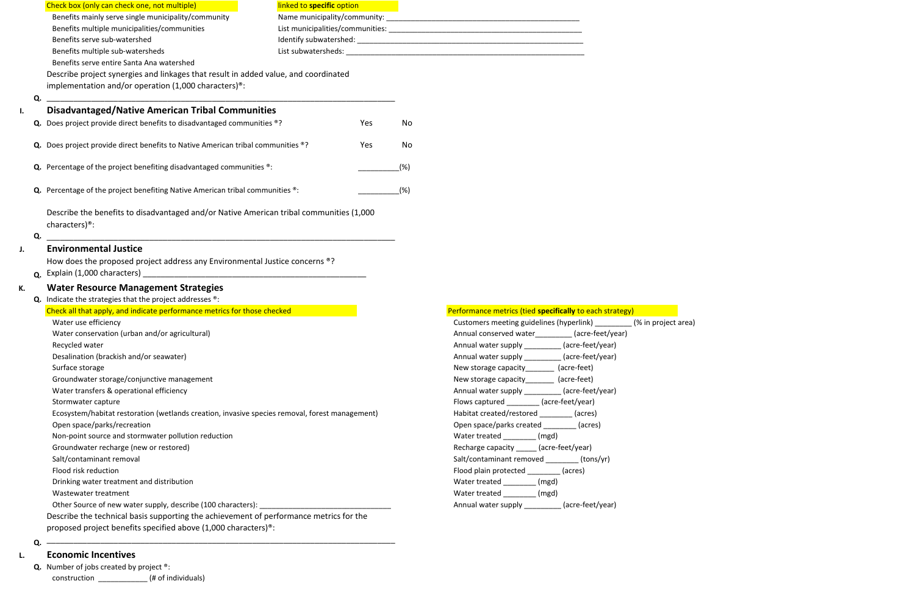| Check box (only can check one, not multiple) | linked to **specific** option |
|---|---|
| Benefits mainly serve single municipality/community | Name municipality/community: ___________________________________________ |
| Benefits multiple municipalities/communities | List municipalities/communities: _____________________________________________ |
| Benefits serve sub-watershed | Identify subwatershed: _________________________________________________ |
| Benefits multiple sub-watersheds | List subwatersheds: ____________________________________________________ |
| Benefits serve entire Santa Ana watershed | |

Describe project synergies and linkages that result in added value, and coordinated implementation and/or operation (1,000 characters)®:

**Q.** ___________________________________________________________________________

## I. Disadvantaged/Native American Tribal Communities

**Q.** Does project provide direct benefits to disadvantaged communities ®? Yes No

**Q.** Does project provide direct benefits to Native American tribal communities ®? Yes No

**Q.** Percentage of the project benefiting disadvantaged communities ®: __________(%)

**Q.** Percentage of the project benefiting Native American tribal communities ®: __________(%)

Describe the benefits to disadvantaged and/or Native American tribal communities (1,000 characters)®:

**Q.** ___________________________________________________________________________

## J. Environmental Justice

How does the proposed project address any Environmental Justice concerns ®?

**Q.** Explain (1,000 characters) ______________________________________________________

## K. Water Resource Management Strategies

**Q.** Indicate the strategies that the project addresses ®:

| Check all that apply, and indicate performance metrics for those checked | Performance metrics (tied **specifically** to each strategy) |
|---|---|
| Water use efficiency | Customers meeting guidelines (hyperlink) _________ (% in project area) |
| Water conservation (urban and/or agricultural) | Annual conserved water_________ (acre-feet/year) |
| Recycled water | Annual water supply _________ (acre-feet/year) |
| Desalination (brackish and/or seawater) | Annual water supply _________ (acre-feet/year) |
| Surface storage | New storage capacity_______ (acre-feet) |
| Groundwater storage/conjunctive management | New storage capacity_______ (acre-feet) |
| Water transfers & operational efficiency | Annual water supply _________ (acre-feet/year) |
| Stormwater capture | Flows captured ________ (acre-feet/year) |
| Ecosystem/habitat restoration (wetlands creation, invasive species removal, forest management) | Habitat created/restored ________ (acres) |
| Open space/parks/recreation | Open space/parks created ________ (acres) |
| Non-point source and stormwater pollution reduction | Water treated ________ (mgd) |
| Groundwater recharge (new or restored) | Recharge capacity _____ (acre-feet/year) |
| Salt/contaminant removal | Salt/contaminant removed ________ (tons/yr) |
| Flood risk reduction | Flood plain protected ________ (acres) |
| Drinking water treatment and distribution | Water treated ________ (mgd) |
| Wastewater treatment | Water treated ________ (mgd) |
| Other Source of new water supply, describe (100 characters): ______________________________ | Annual water supply _________ (acre-feet/year) |

Describe the technical basis supporting the achievement of performance metrics for the proposed project benefits specified above (1,000 characters)®:

**Q.** ___________________________________________________________________________

## L. Economic Incentives

**Q.** Number of jobs created by project ®:

construction ____________ (# of individuals)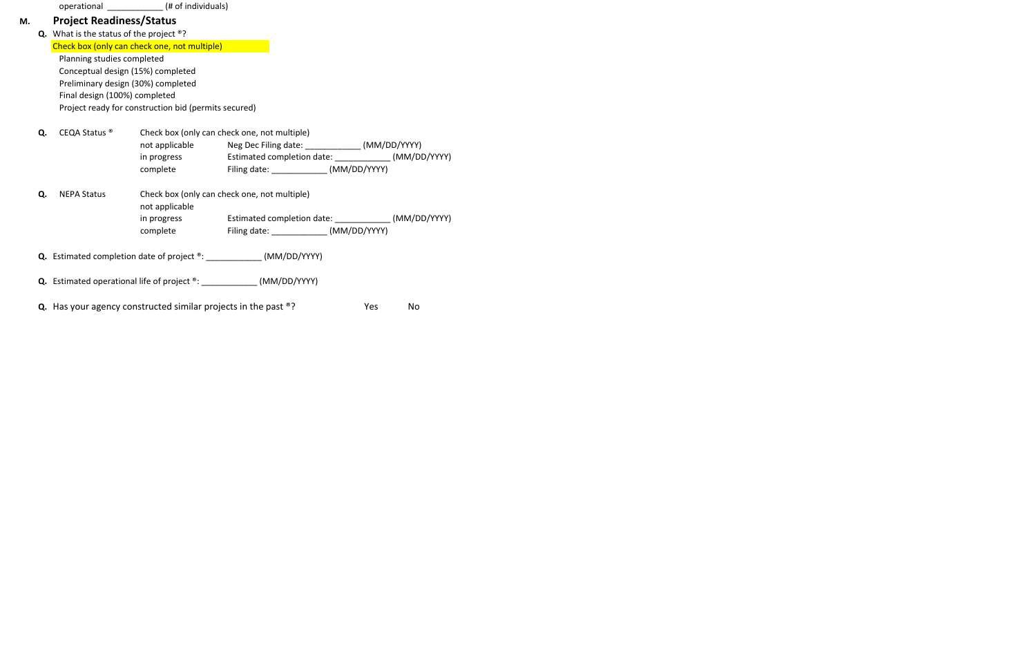operational ____________ (# of individuals)

## M. Project Readiness/Status

**Q.** What is the status of the project ®?

Check box (only can check one, not multiple)

- Planning studies completed
- Conceptual design (15%) completed
- Preliminary design (30%) completed
- Final design (100%) completed
- Project ready for construction bid (permits secured)

**Q.** CEQA Status ®

Check box (only can check one, not multiple)

| | |
|---|---|
| not applicable | Neg Dec Filing date: ____________ (MM/DD/YYYY) |
| in progress | Estimated completion date: ____________ (MM/DD/YYYY) |
| complete | Filing date: ____________ (MM/DD/YYYY) |

**Q.** NEPA Status

Check box (only can check one, not multiple)

| | |
|---|---|
| not applicable | |
| in progress | Estimated completion date: ____________ (MM/DD/YYYY) |
| complete | Filing date: ____________ (MM/DD/YYYY) |

**Q.** Estimated completion date of project ®: ____________ (MM/DD/YYYY)

**Q.** Estimated operational life of project ®: ____________ (MM/DD/YYYY)

**Q.** Has your agency constructed similar projects in the past ®? Yes No